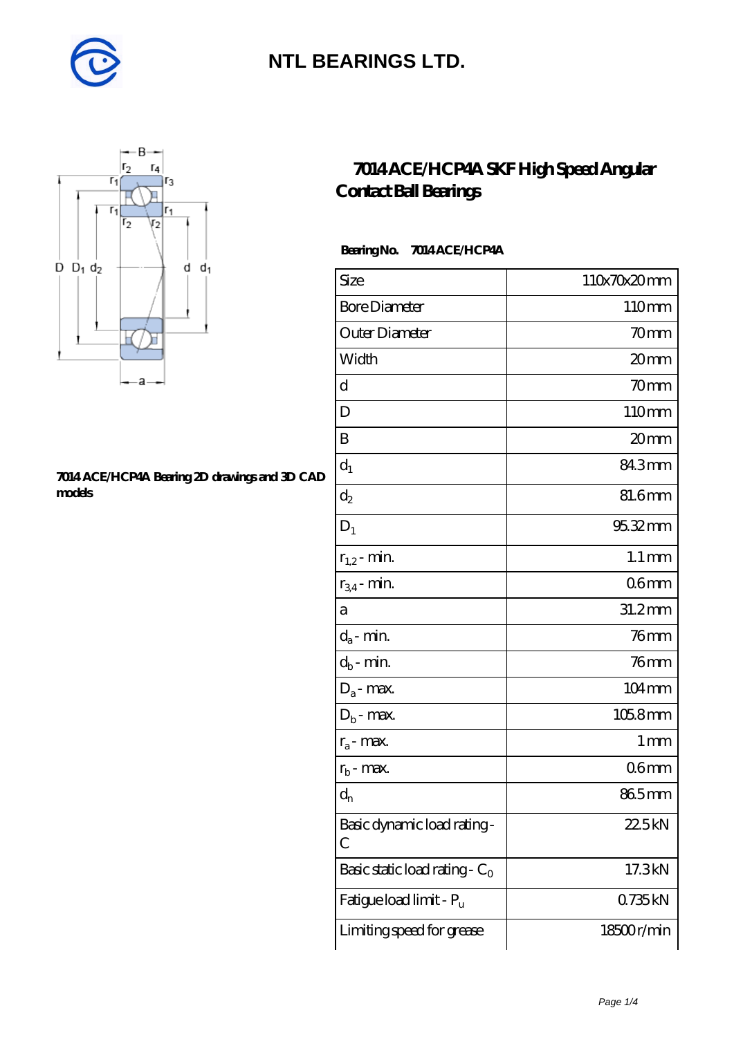# NTL BEARINGS LTD.

## 7014 ACE/HCP4A SKF High Speed Angular Contact Ball Bearings

**7014 ACE/HCP4A Bearing 2D drawings and 3D CAD models**

**Bearing No. 7014 ACE/HCP4A**

| Size | 110x70x20 mm |
|---|---|
| Bore Diameter | 110 mm |
| Outer Diameter | 70 mm |
| Width | 20 mm |
| d | 70 mm |
| D | 110 mm |
| B | 20 mm |
| $d_1$ | 84.3 mm |
| $d_2$ | 81.6 mm |
| $D_1$ | 95.32 mm |
| $r_{1,2}$ - min. | 1.1 mm |
| $r_{3,4}$ - min. | 0.6 mm |
| a | 31.2 mm |
| $d_a$ - min. | 76 mm |
| $d_b$ - min. | 76 mm |
| $D_a$ - max. | 104 mm |
| $D_b$ - max. | 105.8 mm |
| $r_a$ - max. | 1 mm |
| $r_b$ - max. | 0.6 mm |
| $d_n$ | 86.5 mm |
| Basic dynamic load rating - C | 22.5 kN |
| Basic static load rating - $C_0$ | 17.3 kN |
| Fatigue load limit - $P_u$ | 0.735 kN |
| Limiting speed for grease | 18500 r/min |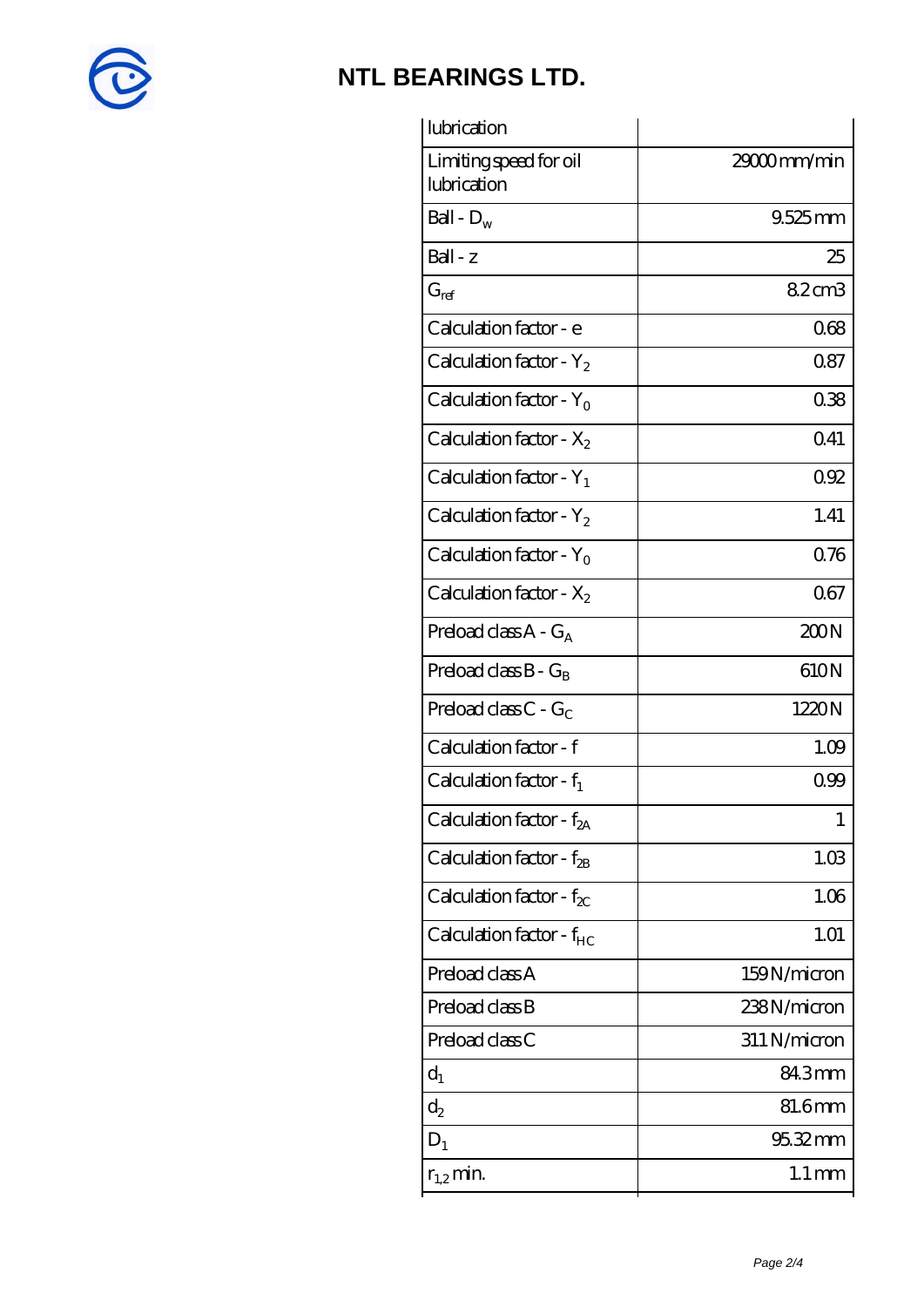# NTL BEARINGS LTD.

| lubrication | |
|---|---|
| Limiting speed for oil lubrication | 29000 mm/min |
| Ball - $D_w$ | 9.525 mm |
| Ball - z | 25 |
| $G_{ref}$ | 8.2 cm3 |
| Calculation factor - e | 0.68 |
| Calculation factor - $Y_2$ | 0.87 |
| Calculation factor - $Y_0$ | 0.38 |
| Calculation factor - $X_2$ | 0.41 |
| Calculation factor - $Y_1$ | 0.92 |
| Calculation factor - $Y_2$ | 1.41 |
| Calculation factor - $Y_0$ | 0.76 |
| Calculation factor - $X_2$ | 0.67 |
| Preload class A - $G_A$ | 200 N |
| Preload class B - $G_B$ | 610 N |
| Preload class C - $G_C$ | 1220 N |
| Calculation factor - f | 1.09 |
| Calculation factor - $f_1$ | 0.99 |
| Calculation factor - $f_{2A}$ | 1 |
| Calculation factor - $f_{2B}$ | 1.03 |
| Calculation factor - $f_{2C}$ | 1.06 |
| Calculation factor - $f_{HC}$ | 1.01 |
| Preload class A | 159 N/micron |
| Preload class B | 238 N/micron |
| Preload class C | 311 N/micron |
| $d_1$ | 84.3 mm |
| $d_2$ | 81.6 mm |
| $D_1$ | 95.32 mm |
| $r_{1,2}$ min. | 1.1 mm |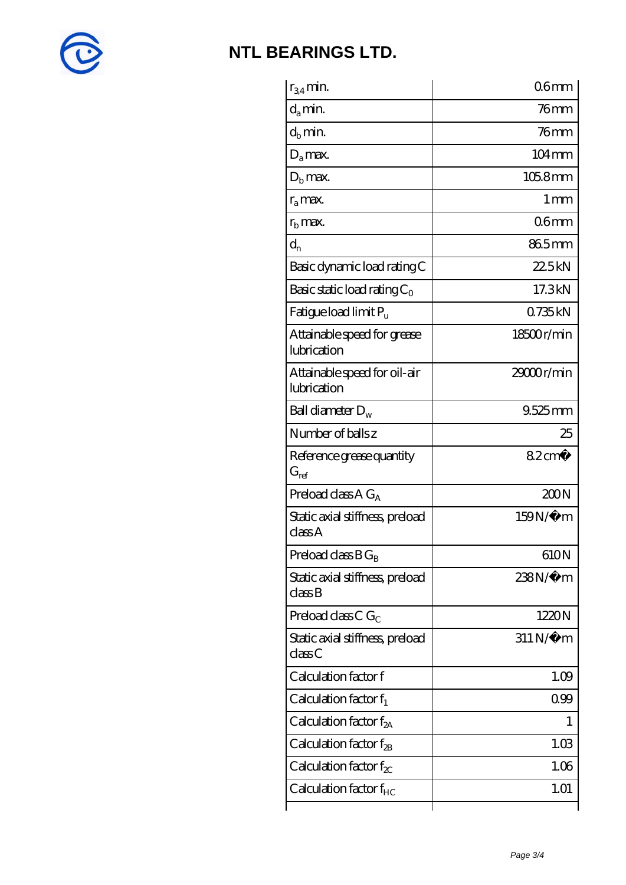# NTL BEARINGS LTD.

| | |
|---|---|
| $r_{3,4}$ min. | 0.6 mm |
| $d_a$ min. | 76 mm |
| $d_b$ min. | 76 mm |
| $D_a$ max. | 104 mm |
| $D_b$ max. | 105.8 mm |
| $r_a$ max. | 1 mm |
| $r_b$ max. | 0.6 mm |
| $d_n$ | 86.5 mm |
| Basic dynamic load rating C | 22.5 kN |
| Basic static load rating $C_0$ | 17.3 kN |
| Fatigue load limit $P_u$ | 0.735 kN |
| Attainable speed for grease lubrication | 18500 r/min |
| Attainable speed for oil-air lubrication | 29000 r/min |
| Ball diameter $D_w$ | 9.525 mm |
| Number of balls z | 25 |
| Reference grease quantity $G_{ref}$ | 8.2 cm� |
| Preload class A $G_A$ | 200 N |
| Static axial stiffness, preload class A | 159 N/�m |
| Preload class B $G_B$ | 610 N |
| Static axial stiffness, preload class B | 238 N/�m |
| Preload class C $G_C$ | 1220 N |
| Static axial stiffness, preload class C | 311 N/�m |
| Calculation factor f | 1.09 |
| Calculation factor $f_1$ | 0.99 |
| Calculation factor $f_{2A}$ | 1 |
| Calculation factor $f_{2B}$ | 1.03 |
| Calculation factor $f_{2C}$ | 1.06 |
| Calculation factor $f_{HC}$ | 1.01 |
| | |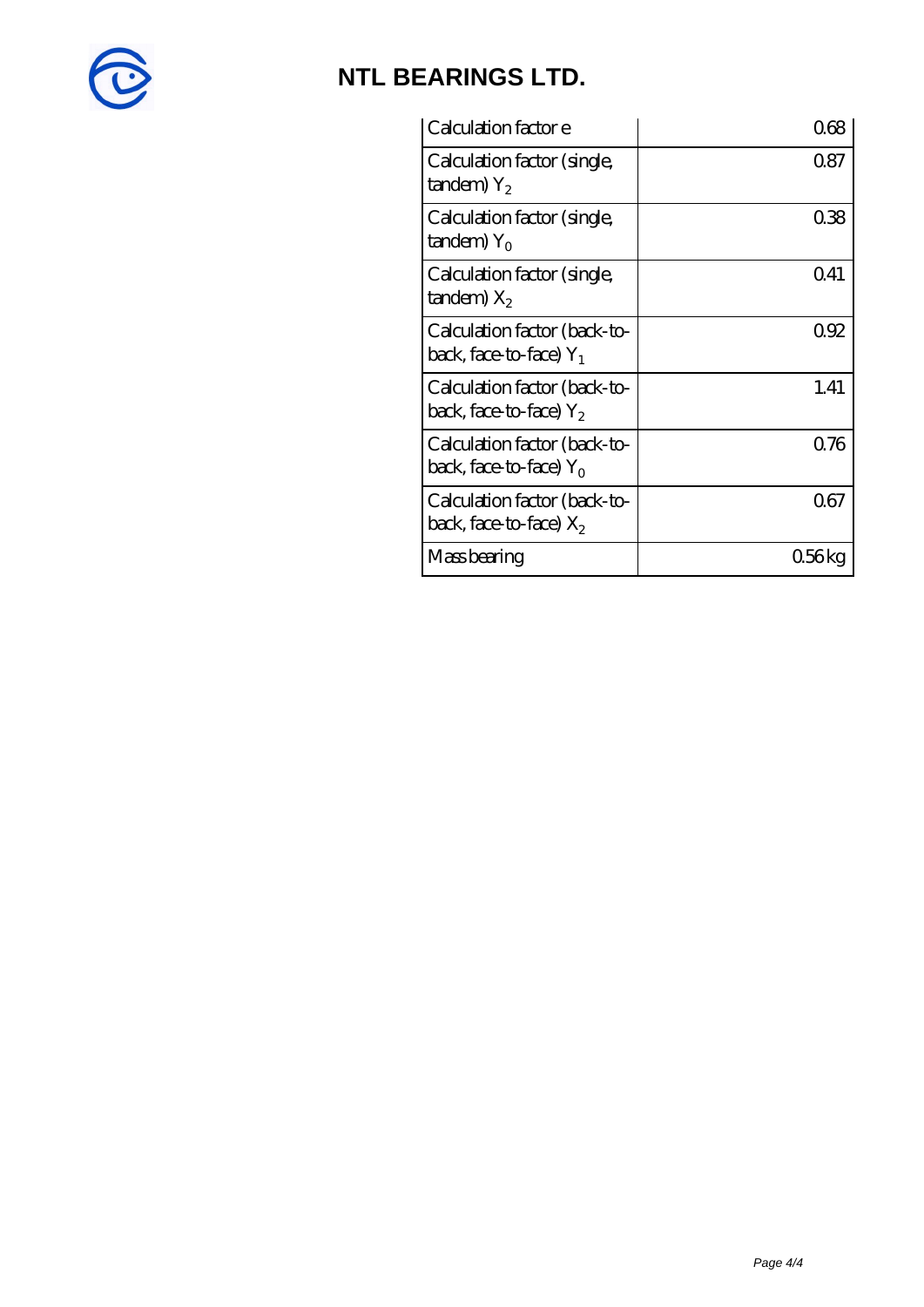| | |
|---|---|
| Calculation factor e | 0.68 |
| Calculation factor (single, tandem) $Y_2$ | 0.87 |
| Calculation factor (single, tandem) $Y_0$ | 0.38 |
| Calculation factor (single, tandem) $X_2$ | 0.41 |
| Calculation factor (back-to-back, face-to-face) $Y_1$ | 0.92 |
| Calculation factor (back-to-back, face-to-face) $Y_2$ | 1.41 |
| Calculation factor (back-to-back, face-to-face) $Y_0$ | 0.76 |
| Calculation factor (back-to-back, face-to-face) $X_2$ | 0.67 |
| Mass bearing | 0.56 kg |